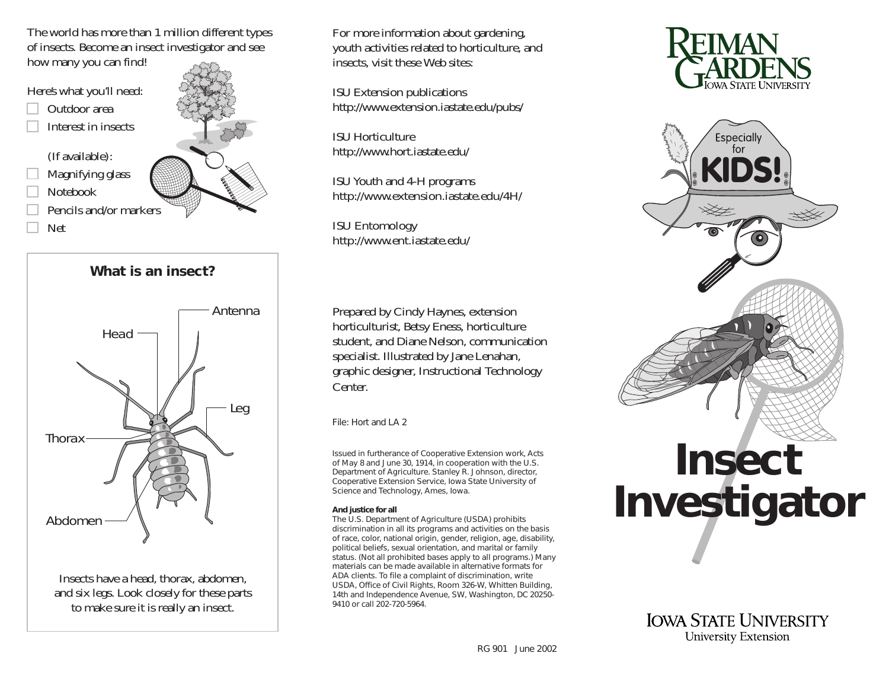The world has more than 1 million different types of insects. Become an insect investigator and see how many you can find!

Here's what you'll need:

- Outdoor area
- Interest in insects

(If available):

- Magnifying glass
- Notebook
- Pencils and/or markers
- Net

## What is an insect?

Head, Antenna, Leg, Thorax, Abdomen

Insects have a head, thorax, abdomen, and six legs. Look closely for these parts to make sure it is really an insect.

For more information about gardening, youth activities related to horticulture, and insects, visit these Web sites:

ISU Extension publications
http://www.extension.iastate.edu/pubs/

ISU Horticulture
http://www.hort.iastate.edu/

ISU Youth and 4-H programs
http://www.extension.iastate.edu/4H/

ISU Entomology
http://www.ent.iastate.edu/

Prepared by Cindy Haynes, extension horticulturist, Betsy Eness, horticulture student, and Diane Nelson, communication specialist. Illustrated by Jane Lenahan, graphic designer, Instructional Technology Center.

File: Hort and LA 2

Issued in furtherance of Cooperative Extension work, Acts of May 8 and June 30, 1914, in cooperation with the U.S. Department of Agriculture. Stanley R. Johnson, director, Cooperative Extension Service, Iowa State University of Science and Technology, Ames, Iowa.

**And justice for all**
The U.S. Department of Agriculture (USDA) prohibits discrimination in all its programs and activities on the basis of race, color, national origin, gender, religion, age, disability, political beliefs, sexual orientation, and marital or family status. (Not all prohibited bases apply to all programs.) Many materials can be made available in alternative formats for ADA clients. To file a complaint of discrimination, write USDA, Office of Civil Rights, Room 326-W, Whitten Building, 14th and Independence Avenue, SW, Washington, DC 20250-9410 or call 202-720-5964.

RG 901 June 2002

Reiman Gardens
Iowa State University

Especially for KIDS!

# Insect Investigator

Iowa State University
University Extension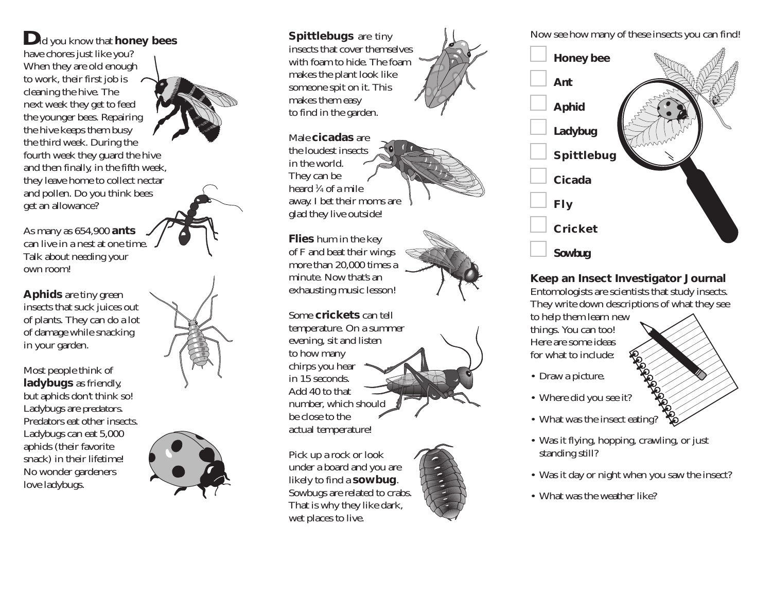**D**id you know that **honey bees** have chores just like you? When they are old enough to work, their first job is cleaning the hive. The next week they get to feed the younger bees. Repairing the hive keeps them busy the third week. During the fourth week they guard the hive and then finally, in the fifth week, they leave home to collect nectar and pollen. Do you think bees get an allowance?

As many as 654,900 **ants** can live in a nest at one time. Talk about needing your own room!

**Aphids** are tiny green insects that suck juices out of plants. They can do a lot of damage while snacking in your garden.

Most people think of **ladybugs** as friendly, but aphids don't think so! Ladybugs are predators. Predators eat other insects. Ladybugs can eat 5,000 aphids (their favorite snack) in their lifetime! No wonder gardeners love ladybugs.

**Spittlebugs** are tiny insects that cover themselves with foam to hide. The foam makes the plant look like someone spit on it. This makes them easy to find in the garden.

Male **cicadas** are the loudest insects in the world. They can be heard ¼ of a mile away. I bet their moms are glad they live outside!

**Flies** hum in the key of F and beat their wings more than 20,000 times a minute. Now that's an exhausting music lesson!

Some **crickets** can tell temperature. On a summer evening, sit and listen to how many chirps you hear in 15 seconds. Add 40 to that number, which should be close to the actual temperature!

Pick up a rock or look under a board and you are likely to find a **sowbug**. Sowbugs are related to crabs. That is why they like dark, wet places to live.

Now see how many of these insects you can find!

- [ ] **Honey bee**
- [ ] **Ant**
- [ ] **Aphid**
- [ ] **Ladybug**
- [ ] **Spittlebug**
- [ ] **Cicada**
- [ ] **Fly**
- [ ] **Cricket**
- [ ] **Sowbug**

## Keep an Insect Investigator Journal

Entomologists are scientists that study insects. They write down descriptions of what they see to help them learn new things. You can too! Here are some ideas for what to include:

- Draw a picture.
- Where did you see it?
- What was the insect eating?
- Was it flying, hopping, crawling, or just standing still?
- Was it day or night when you saw the insect?
- What was the weather like?